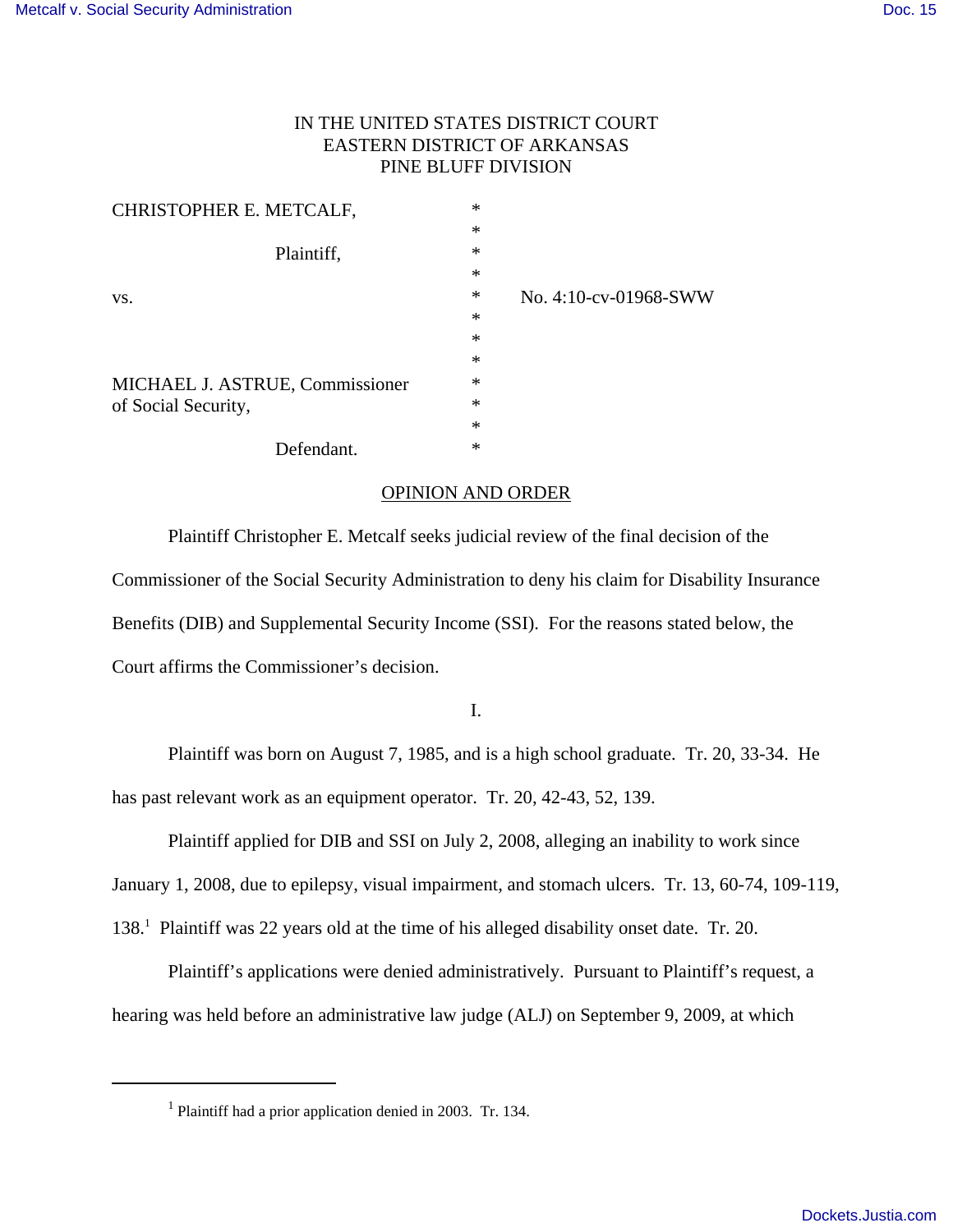IN THE UNITED STATES DISTRICT COURT
EASTERN DISTRICT OF ARKANSAS
PINE BLUFF DIVISION

CHRISTOPHER E. METCALF,

Plaintiff,

vs. No. 4:10-cv-01968-SWW

MICHAEL J. ASTRUE, Commissioner of Social Security,

Defendant.

## OPINION AND ORDER

Plaintiff Christopher E. Metcalf seeks judicial review of the final decision of the Commissioner of the Social Security Administration to deny his claim for Disability Insurance Benefits (DIB) and Supplemental Security Income (SSI). For the reasons stated below, the Court affirms the Commissioner's decision.

I.

Plaintiff was born on August 7, 1985, and is a high school graduate. Tr. 20, 33-34. He has past relevant work as an equipment operator. Tr. 20, 42-43, 52, 139.

Plaintiff applied for DIB and SSI on July 2, 2008, alleging an inability to work since January 1, 2008, due to epilepsy, visual impairment, and stomach ulcers. Tr. 13, 60-74, 109-119, 138.[1] Plaintiff was 22 years old at the time of his alleged disability onset date. Tr. 20.

Plaintiff's applications were denied administratively. Pursuant to Plaintiff's request, a hearing was held before an administrative law judge (ALJ) on September 9, 2009, at which

[1] Plaintiff had a prior application denied in 2003. Tr. 134.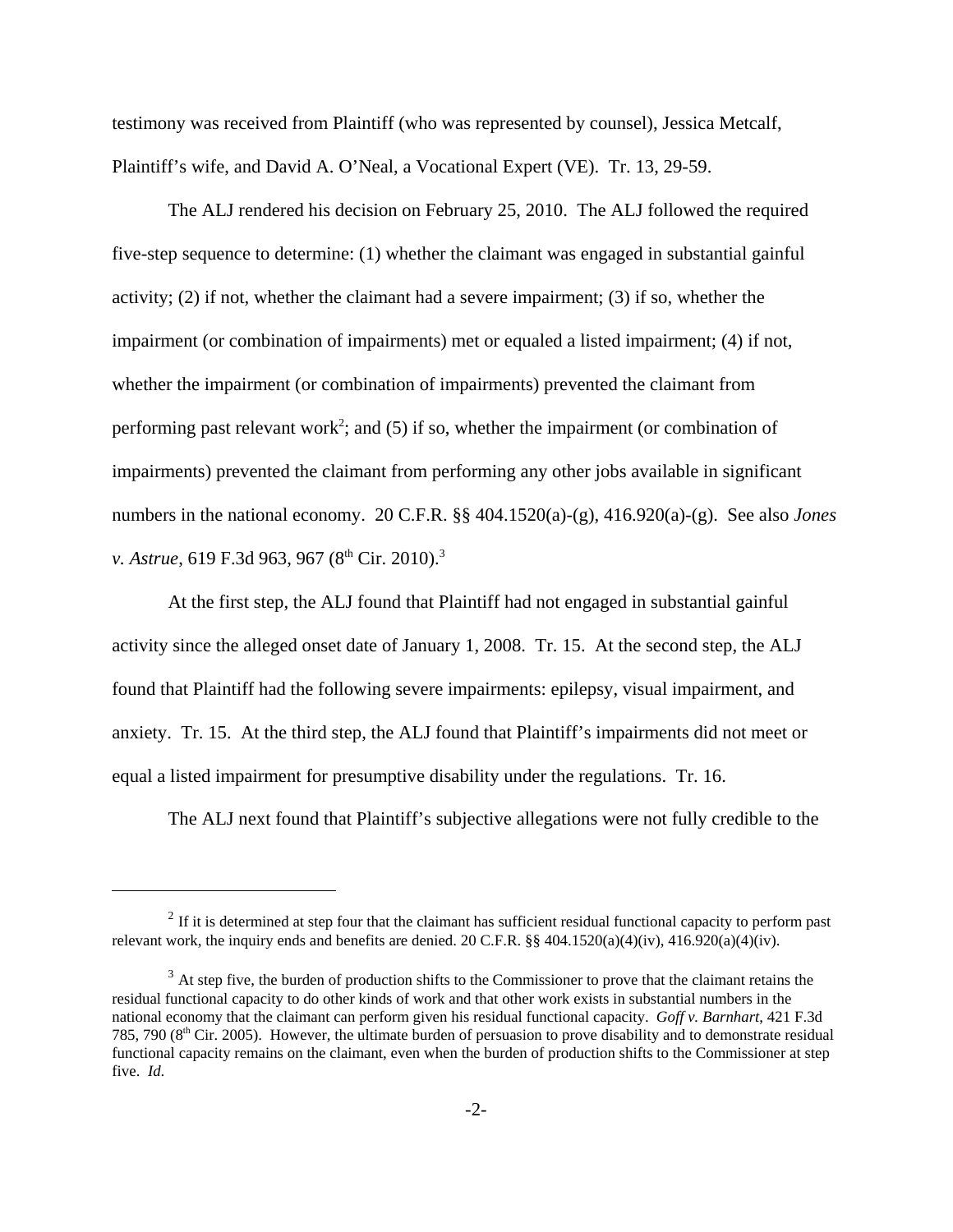testimony was received from Plaintiff (who was represented by counsel), Jessica Metcalf, Plaintiff's wife, and David A. O'Neal, a Vocational Expert (VE). Tr. 13, 29-59.

The ALJ rendered his decision on February 25, 2010. The ALJ followed the required five-step sequence to determine: (1) whether the claimant was engaged in substantial gainful activity; (2) if not, whether the claimant had a severe impairment; (3) if so, whether the impairment (or combination of impairments) met or equaled a listed impairment; (4) if not, whether the impairment (or combination of impairments) prevented the claimant from performing past relevant work[2]; and (5) if so, whether the impairment (or combination of impairments) prevented the claimant from performing any other jobs available in significant numbers in the national economy. 20 C.F.R. §§ 404.1520(a)-(g), 416.920(a)-(g). See also *Jones v. Astrue*, 619 F.3d 963, 967 (8th Cir. 2010).[3]

At the first step, the ALJ found that Plaintiff had not engaged in substantial gainful activity since the alleged onset date of January 1, 2008. Tr. 15. At the second step, the ALJ found that Plaintiff had the following severe impairments: epilepsy, visual impairment, and anxiety. Tr. 15. At the third step, the ALJ found that Plaintiff's impairments did not meet or equal a listed impairment for presumptive disability under the regulations. Tr. 16.

The ALJ next found that Plaintiff's subjective allegations were not fully credible to the

---

[2] If it is determined at step four that the claimant has sufficient residual functional capacity to perform past relevant work, the inquiry ends and benefits are denied. 20 C.F.R. §§ 404.1520(a)(4)(iv), 416.920(a)(4)(iv).

[3] At step five, the burden of production shifts to the Commissioner to prove that the claimant retains the residual functional capacity to do other kinds of work and that other work exists in substantial numbers in the national economy that the claimant can perform given his residual functional capacity. *Goff v. Barnhart*, 421 F.3d 785, 790 (8th Cir. 2005). However, the ultimate burden of persuasion to prove disability and to demonstrate residual functional capacity remains on the claimant, even when the burden of production shifts to the Commissioner at step five. *Id.*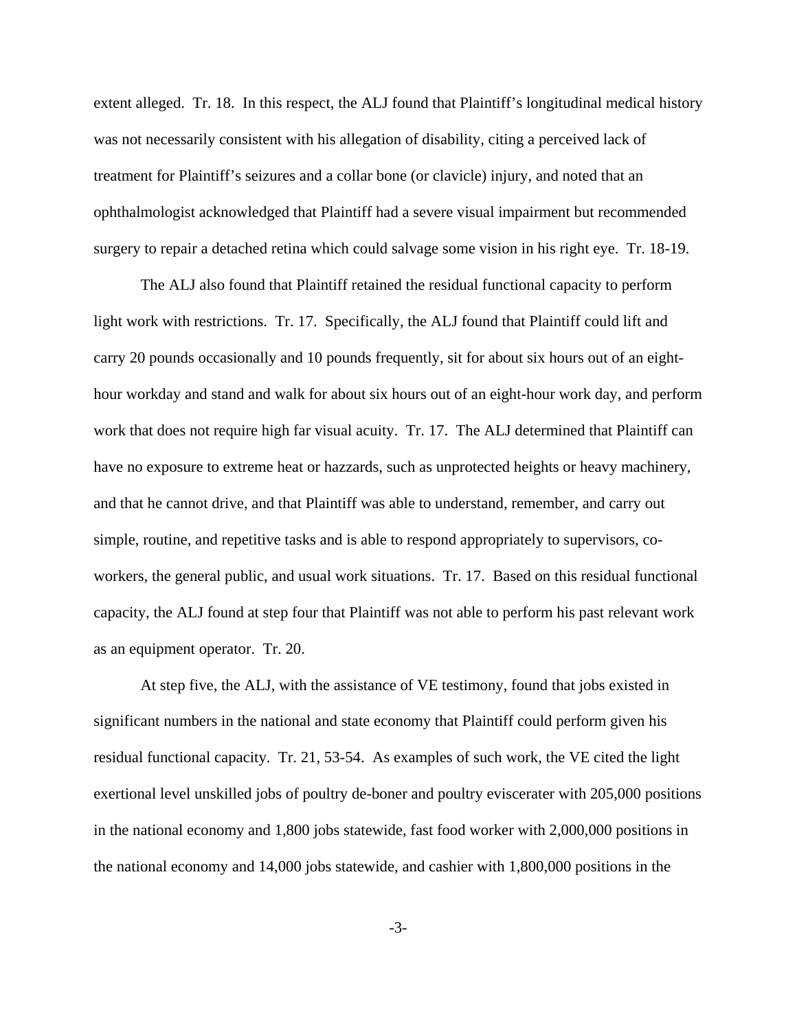extent alleged. Tr. 18. In this respect, the ALJ found that Plaintiff's longitudinal medical history was not necessarily consistent with his allegation of disability, citing a perceived lack of treatment for Plaintiff's seizures and a collar bone (or clavicle) injury, and noted that an ophthalmologist acknowledged that Plaintiff had a severe visual impairment but recommended surgery to repair a detached retina which could salvage some vision in his right eye. Tr. 18-19.

The ALJ also found that Plaintiff retained the residual functional capacity to perform light work with restrictions. Tr. 17. Specifically, the ALJ found that Plaintiff could lift and carry 20 pounds occasionally and 10 pounds frequently, sit for about six hours out of an eight-hour workday and stand and walk for about six hours out of an eight-hour work day, and perform work that does not require high far visual acuity. Tr. 17. The ALJ determined that Plaintiff can have no exposure to extreme heat or hazzards, such as unprotected heights or heavy machinery, and that he cannot drive, and that Plaintiff was able to understand, remember, and carry out simple, routine, and repetitive tasks and is able to respond appropriately to supervisors, co-workers, the general public, and usual work situations. Tr. 17. Based on this residual functional capacity, the ALJ found at step four that Plaintiff was not able to perform his past relevant work as an equipment operator. Tr. 20.

At step five, the ALJ, with the assistance of VE testimony, found that jobs existed in significant numbers in the national and state economy that Plaintiff could perform given his residual functional capacity. Tr. 21, 53-54. As examples of such work, the VE cited the light exertional level unskilled jobs of poultry de-boner and poultry eviscerater with 205,000 positions in the national economy and 1,800 jobs statewide, fast food worker with 2,000,000 positions in the national economy and 14,000 jobs statewide, and cashier with 1,800,000 positions in the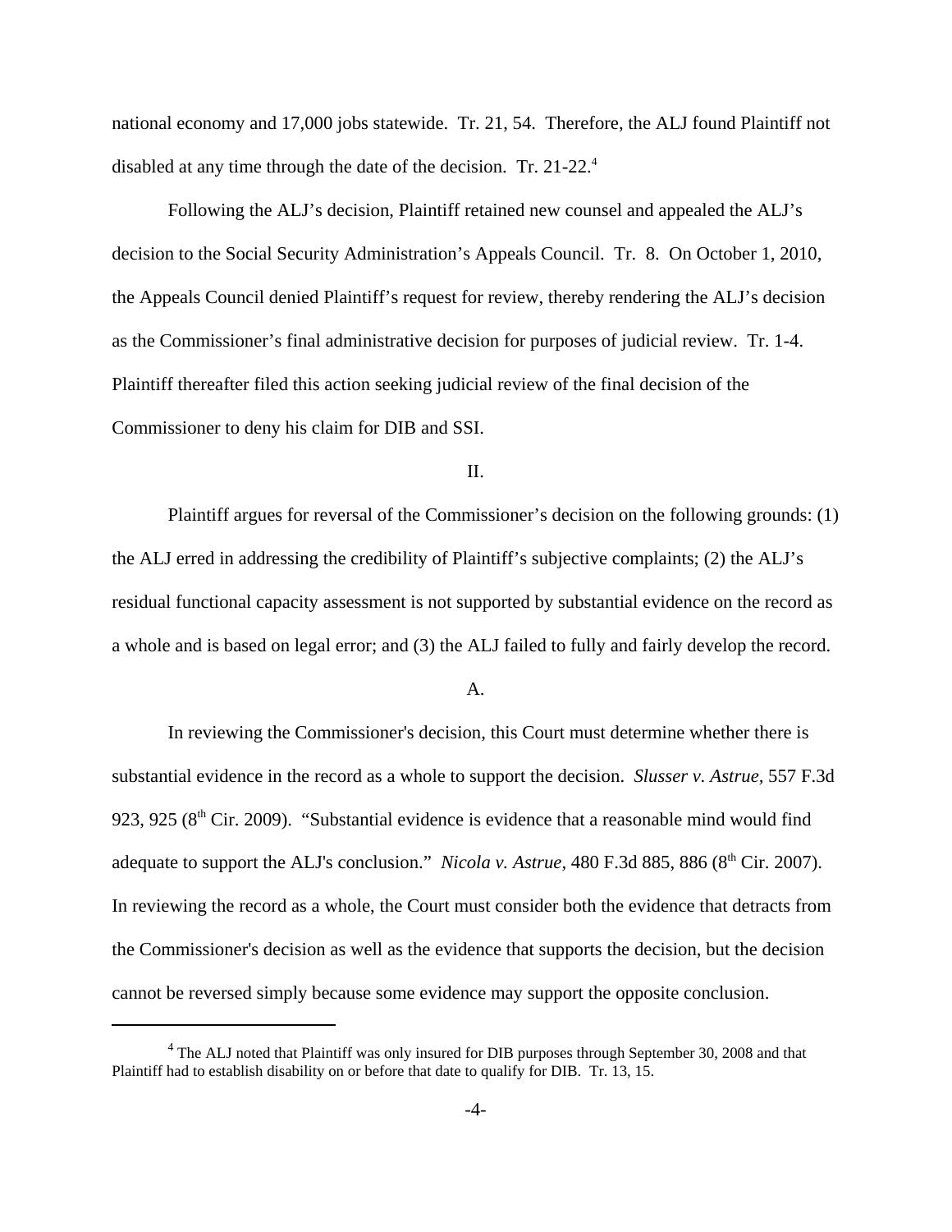national economy and 17,000 jobs statewide. Tr. 21, 54. Therefore, the ALJ found Plaintiff not disabled at any time through the date of the decision. Tr. 21-22.[4]

Following the ALJ's decision, Plaintiff retained new counsel and appealed the ALJ's decision to the Social Security Administration's Appeals Council. Tr. 8. On October 1, 2010, the Appeals Council denied Plaintiff's request for review, thereby rendering the ALJ's decision as the Commissioner's final administrative decision for purposes of judicial review. Tr. 1-4. Plaintiff thereafter filed this action seeking judicial review of the final decision of the Commissioner to deny his claim for DIB and SSI.

II.

Plaintiff argues for reversal of the Commissioner's decision on the following grounds: (1) the ALJ erred in addressing the credibility of Plaintiff's subjective complaints; (2) the ALJ's residual functional capacity assessment is not supported by substantial evidence on the record as a whole and is based on legal error; and (3) the ALJ failed to fully and fairly develop the record.

A.

In reviewing the Commissioner's decision, this Court must determine whether there is substantial evidence in the record as a whole to support the decision. *Slusser v. Astrue,* 557 F.3d 923, 925 (8th Cir. 2009). "Substantial evidence is evidence that a reasonable mind would find adequate to support the ALJ's conclusion." *Nicola v. Astrue,* 480 F.3d 885, 886 (8th Cir. 2007). In reviewing the record as a whole, the Court must consider both the evidence that detracts from the Commissioner's decision as well as the evidence that supports the decision, but the decision cannot be reversed simply because some evidence may support the opposite conclusion.

---

[4] The ALJ noted that Plaintiff was only insured for DIB purposes through September 30, 2008 and that Plaintiff had to establish disability on or before that date to qualify for DIB. Tr. 13, 15.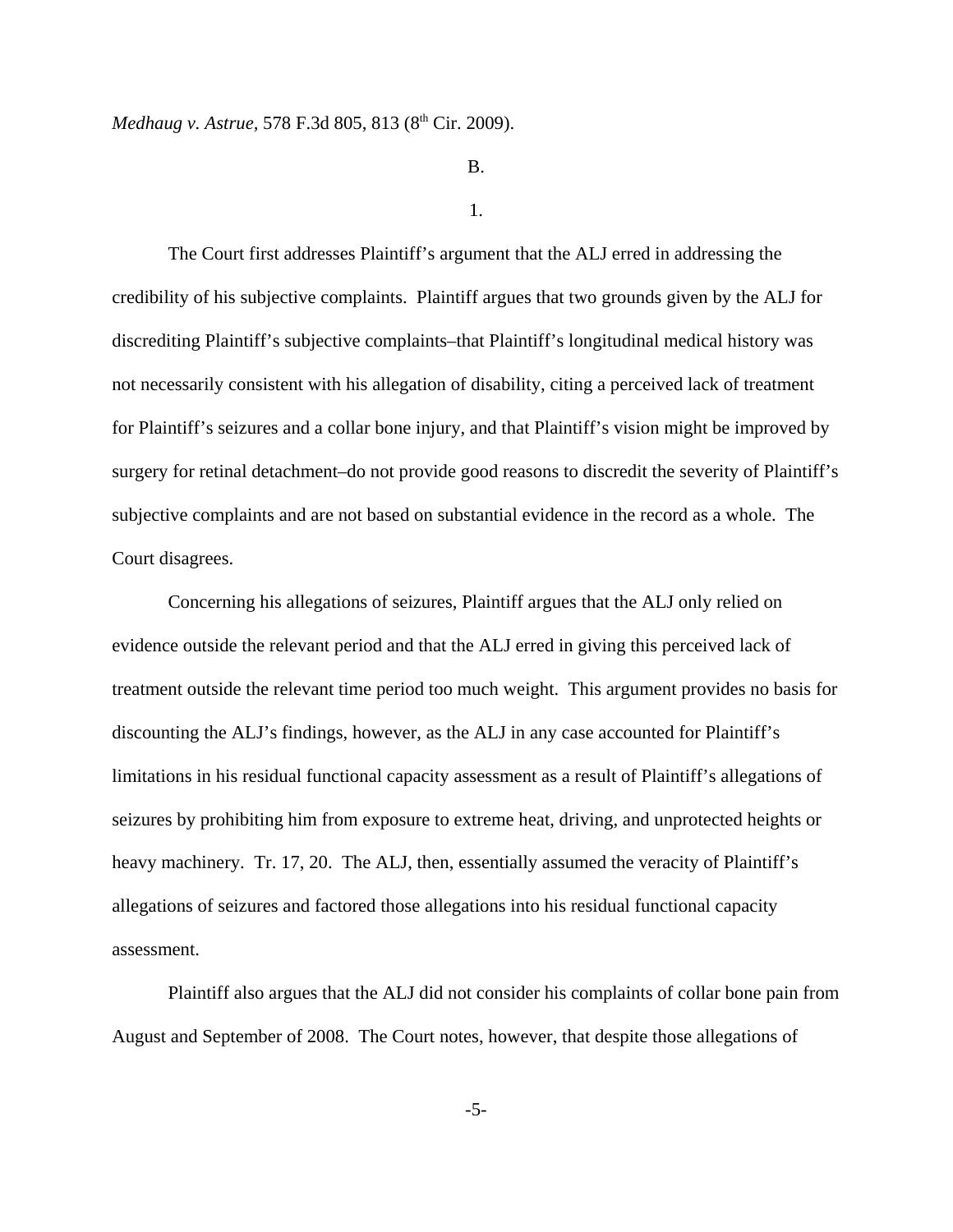*Medhaug v. Astrue*, 578 F.3d 805, 813 (8th Cir. 2009).

B.

1.

The Court first addresses Plaintiff's argument that the ALJ erred in addressing the credibility of his subjective complaints. Plaintiff argues that two grounds given by the ALJ for discrediting Plaintiff's subjective complaints–that Plaintiff's longitudinal medical history was not necessarily consistent with his allegation of disability, citing a perceived lack of treatment for Plaintiff's seizures and a collar bone injury, and that Plaintiff's vision might be improved by surgery for retinal detachment–do not provide good reasons to discredit the severity of Plaintiff's subjective complaints and are not based on substantial evidence in the record as a whole. The Court disagrees.

Concerning his allegations of seizures, Plaintiff argues that the ALJ only relied on evidence outside the relevant period and that the ALJ erred in giving this perceived lack of treatment outside the relevant time period too much weight. This argument provides no basis for discounting the ALJ's findings, however, as the ALJ in any case accounted for Plaintiff's limitations in his residual functional capacity assessment as a result of Plaintiff's allegations of seizures by prohibiting him from exposure to extreme heat, driving, and unprotected heights or heavy machinery. Tr. 17, 20. The ALJ, then, essentially assumed the veracity of Plaintiff's allegations of seizures and factored those allegations into his residual functional capacity assessment.

Plaintiff also argues that the ALJ did not consider his complaints of collar bone pain from August and September of 2008. The Court notes, however, that despite those allegations of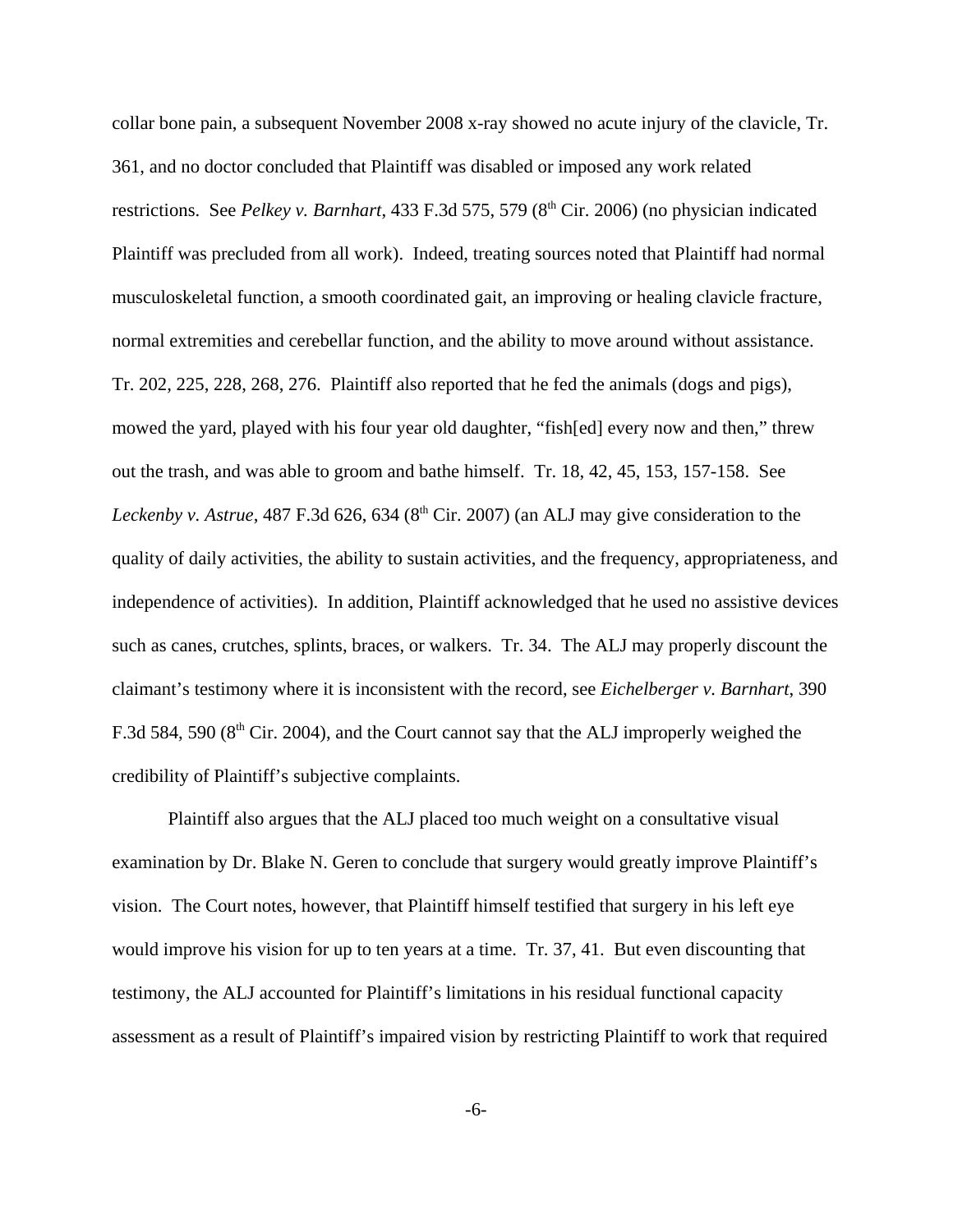collar bone pain, a subsequent November 2008 x-ray showed no acute injury of the clavicle, Tr. 361, and no doctor concluded that Plaintiff was disabled or imposed any work related restrictions. See *Pelkey v. Barnhart*, 433 F.3d 575, 579 (8th Cir. 2006) (no physician indicated Plaintiff was precluded from all work). Indeed, treating sources noted that Plaintiff had normal musculoskeletal function, a smooth coordinated gait, an improving or healing clavicle fracture, normal extremities and cerebellar function, and the ability to move around without assistance. Tr. 202, 225, 228, 268, 276. Plaintiff also reported that he fed the animals (dogs and pigs), mowed the yard, played with his four year old daughter, "fish[ed] every now and then," threw out the trash, and was able to groom and bathe himself. Tr. 18, 42, 45, 153, 157-158. See *Leckenby v. Astrue*, 487 F.3d 626, 634 (8th Cir. 2007) (an ALJ may give consideration to the quality of daily activities, the ability to sustain activities, and the frequency, appropriateness, and independence of activities). In addition, Plaintiff acknowledged that he used no assistive devices such as canes, crutches, splints, braces, or walkers. Tr. 34. The ALJ may properly discount the claimant's testimony where it is inconsistent with the record, see *Eichelberger v. Barnhart*, 390 F.3d 584, 590 (8th Cir. 2004), and the Court cannot say that the ALJ improperly weighed the credibility of Plaintiff's subjective complaints.

Plaintiff also argues that the ALJ placed too much weight on a consultative visual examination by Dr. Blake N. Geren to conclude that surgery would greatly improve Plaintiff's vision. The Court notes, however, that Plaintiff himself testified that surgery in his left eye would improve his vision for up to ten years at a time. Tr. 37, 41. But even discounting that testimony, the ALJ accounted for Plaintiff's limitations in his residual functional capacity assessment as a result of Plaintiff's impaired vision by restricting Plaintiff to work that required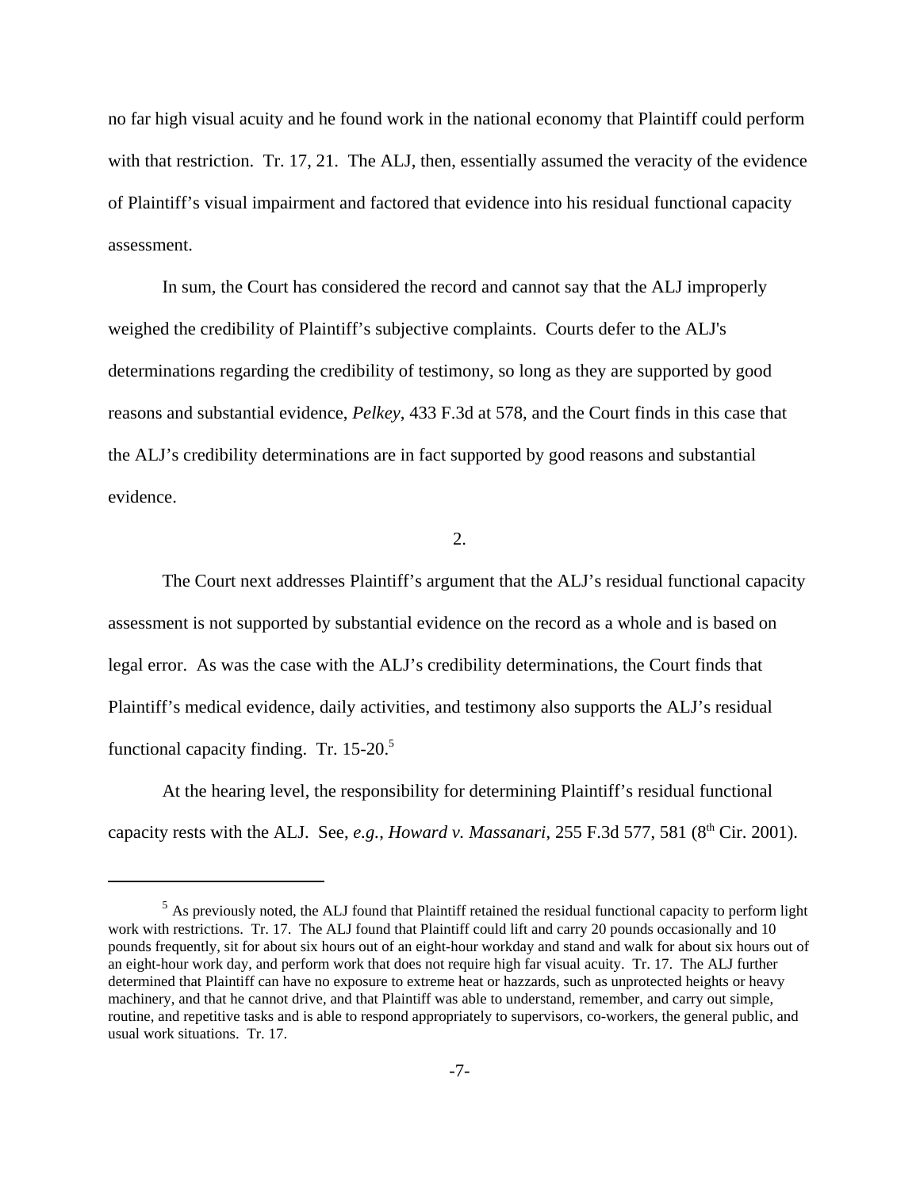no far high visual acuity and he found work in the national economy that Plaintiff could perform with that restriction. Tr. 17, 21. The ALJ, then, essentially assumed the veracity of the evidence of Plaintiff's visual impairment and factored that evidence into his residual functional capacity assessment.

In sum, the Court has considered the record and cannot say that the ALJ improperly weighed the credibility of Plaintiff's subjective complaints. Courts defer to the ALJ's determinations regarding the credibility of testimony, so long as they are supported by good reasons and substantial evidence, *Pelkey*, 433 F.3d at 578, and the Court finds in this case that the ALJ's credibility determinations are in fact supported by good reasons and substantial evidence.

2.

The Court next addresses Plaintiff's argument that the ALJ's residual functional capacity assessment is not supported by substantial evidence on the record as a whole and is based on legal error. As was the case with the ALJ's credibility determinations, the Court finds that Plaintiff's medical evidence, daily activities, and testimony also supports the ALJ's residual functional capacity finding. Tr. 15-20.[5]

At the hearing level, the responsibility for determining Plaintiff's residual functional capacity rests with the ALJ. See, *e.g.*, *Howard v. Massanari*, 255 F.3d 577, 581 (8th Cir. 2001).

---

[5] As previously noted, the ALJ found that Plaintiff retained the residual functional capacity to perform light work with restrictions. Tr. 17. The ALJ found that Plaintiff could lift and carry 20 pounds occasionally and 10 pounds frequently, sit for about six hours out of an eight-hour workday and stand and walk for about six hours out of an eight-hour work day, and perform work that does not require high far visual acuity. Tr. 17. The ALJ further determined that Plaintiff can have no exposure to extreme heat or hazzards, such as unprotected heights or heavy machinery, and that he cannot drive, and that Plaintiff was able to understand, remember, and carry out simple, routine, and repetitive tasks and is able to respond appropriately to supervisors, co-workers, the general public, and usual work situations. Tr. 17.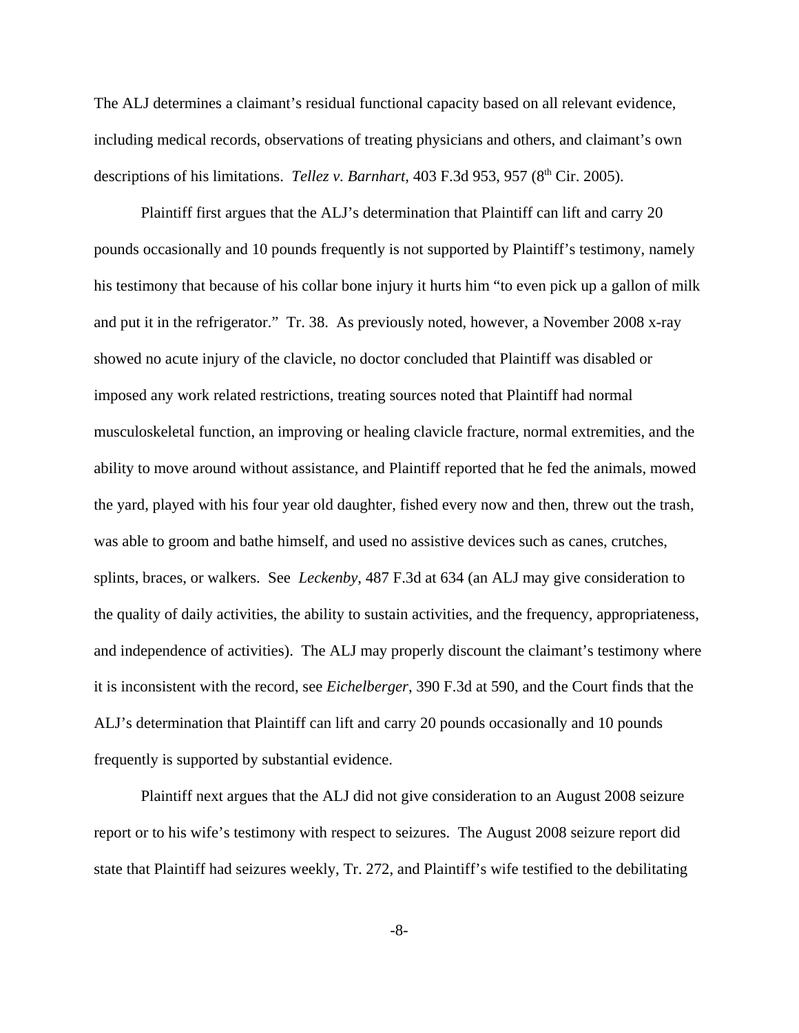The ALJ determines a claimant's residual functional capacity based on all relevant evidence, including medical records, observations of treating physicians and others, and claimant's own descriptions of his limitations. *Tellez v. Barnhart*, 403 F.3d 953, 957 (8th Cir. 2005).

Plaintiff first argues that the ALJ's determination that Plaintiff can lift and carry 20 pounds occasionally and 10 pounds frequently is not supported by Plaintiff's testimony, namely his testimony that because of his collar bone injury it hurts him "to even pick up a gallon of milk and put it in the refrigerator." Tr. 38. As previously noted, however, a November 2008 x-ray showed no acute injury of the clavicle, no doctor concluded that Plaintiff was disabled or imposed any work related restrictions, treating sources noted that Plaintiff had normal musculoskeletal function, an improving or healing clavicle fracture, normal extremities, and the ability to move around without assistance, and Plaintiff reported that he fed the animals, mowed the yard, played with his four year old daughter, fished every now and then, threw out the trash, was able to groom and bathe himself, and used no assistive devices such as canes, crutches, splints, braces, or walkers. See *Leckenby*, 487 F.3d at 634 (an ALJ may give consideration to the quality of daily activities, the ability to sustain activities, and the frequency, appropriateness, and independence of activities). The ALJ may properly discount the claimant's testimony where it is inconsistent with the record, see *Eichelberger*, 390 F.3d at 590, and the Court finds that the ALJ's determination that Plaintiff can lift and carry 20 pounds occasionally and 10 pounds frequently is supported by substantial evidence.

Plaintiff next argues that the ALJ did not give consideration to an August 2008 seizure report or to his wife's testimony with respect to seizures. The August 2008 seizure report did state that Plaintiff had seizures weekly, Tr. 272, and Plaintiff's wife testified to the debilitating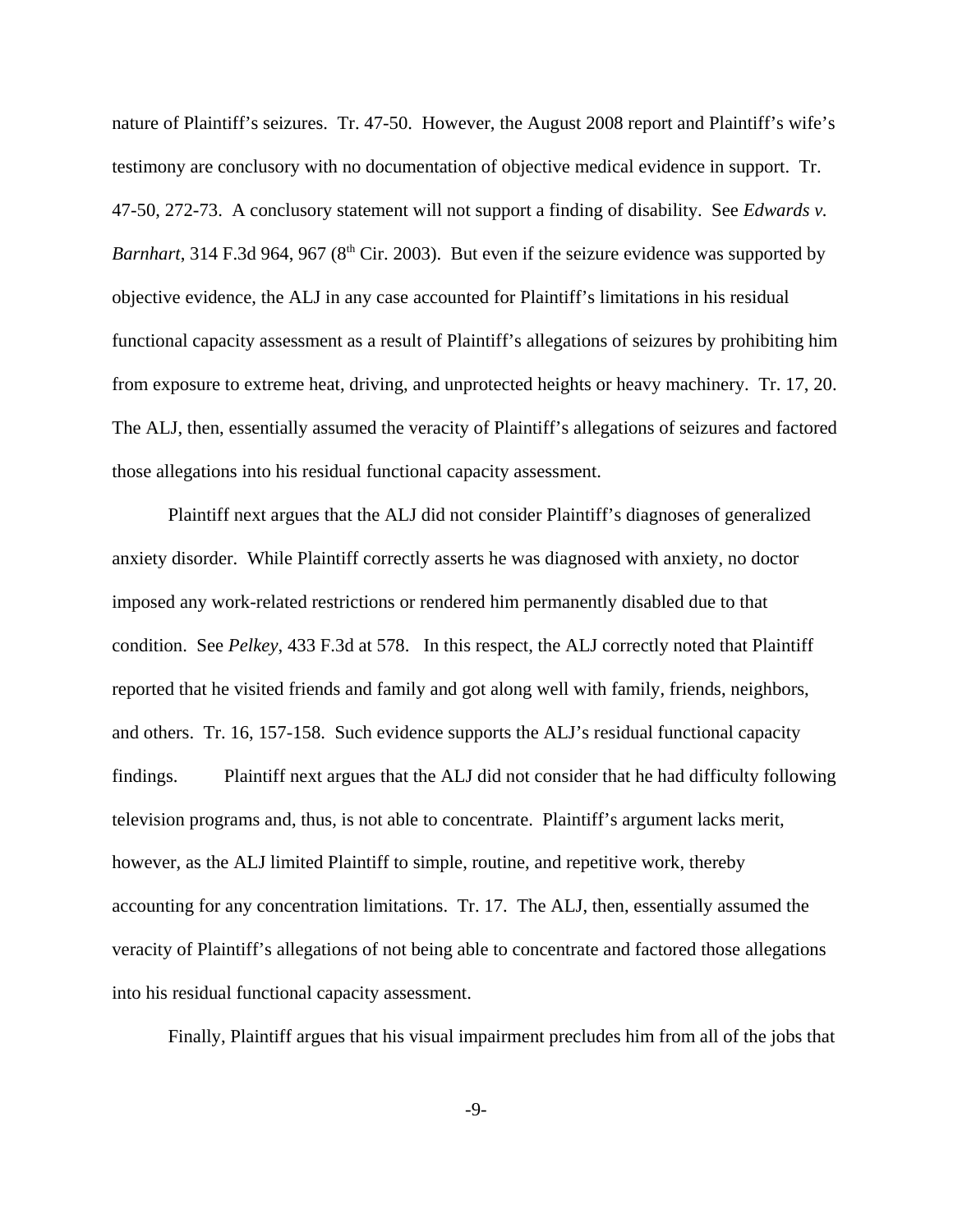nature of Plaintiff's seizures. Tr. 47-50. However, the August 2008 report and Plaintiff's wife's testimony are conclusory with no documentation of objective medical evidence in support. Tr. 47-50, 272-73. A conclusory statement will not support a finding of disability. See *Edwards v. Barnhart*, 314 F.3d 964, 967 (8th Cir. 2003). But even if the seizure evidence was supported by objective evidence, the ALJ in any case accounted for Plaintiff's limitations in his residual functional capacity assessment as a result of Plaintiff's allegations of seizures by prohibiting him from exposure to extreme heat, driving, and unprotected heights or heavy machinery. Tr. 17, 20. The ALJ, then, essentially assumed the veracity of Plaintiff's allegations of seizures and factored those allegations into his residual functional capacity assessment.

Plaintiff next argues that the ALJ did not consider Plaintiff's diagnoses of generalized anxiety disorder. While Plaintiff correctly asserts he was diagnosed with anxiety, no doctor imposed any work-related restrictions or rendered him permanently disabled due to that condition. See *Pelkey*, 433 F.3d at 578. In this respect, the ALJ correctly noted that Plaintiff reported that he visited friends and family and got along well with family, friends, neighbors, and others. Tr. 16, 157-158. Such evidence supports the ALJ's residual functional capacity findings.

Plaintiff next argues that the ALJ did not consider that he had difficulty following television programs and, thus, is not able to concentrate. Plaintiff's argument lacks merit, however, as the ALJ limited Plaintiff to simple, routine, and repetitive work, thereby accounting for any concentration limitations. Tr. 17. The ALJ, then, essentially assumed the veracity of Plaintiff's allegations of not being able to concentrate and factored those allegations into his residual functional capacity assessment.

Finally, Plaintiff argues that his visual impairment precludes him from all of the jobs that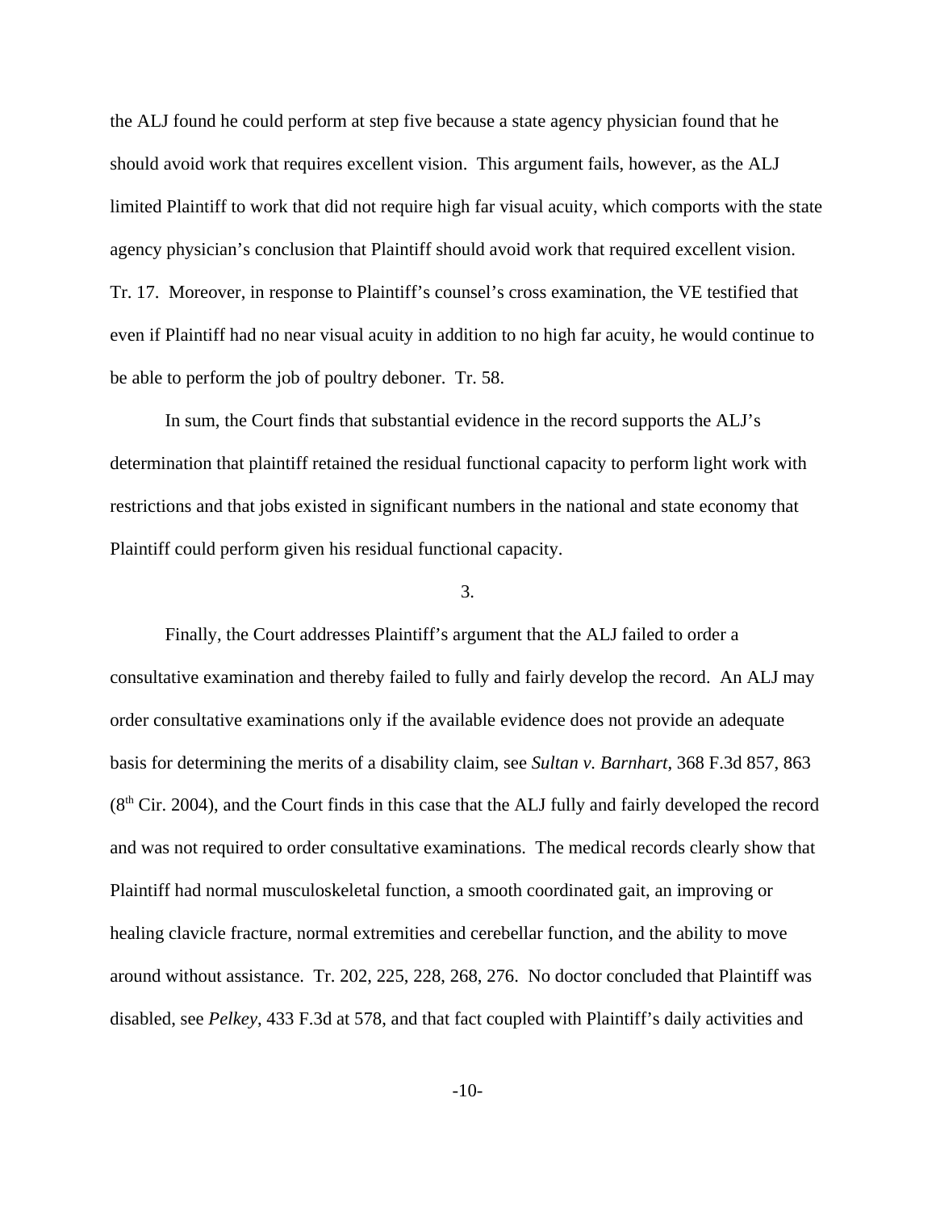the ALJ found he could perform at step five because a state agency physician found that he should avoid work that requires excellent vision. This argument fails, however, as the ALJ limited Plaintiff to work that did not require high far visual acuity, which comports with the state agency physician's conclusion that Plaintiff should avoid work that required excellent vision. Tr. 17. Moreover, in response to Plaintiff's counsel's cross examination, the VE testified that even if Plaintiff had no near visual acuity in addition to no high far acuity, he would continue to be able to perform the job of poultry deboner. Tr. 58.

In sum, the Court finds that substantial evidence in the record supports the ALJ's determination that plaintiff retained the residual functional capacity to perform light work with restrictions and that jobs existed in significant numbers in the national and state economy that Plaintiff could perform given his residual functional capacity.

3.

Finally, the Court addresses Plaintiff's argument that the ALJ failed to order a consultative examination and thereby failed to fully and fairly develop the record. An ALJ may order consultative examinations only if the available evidence does not provide an adequate basis for determining the merits of a disability claim, see *Sultan v. Barnhart*, 368 F.3d 857, 863 (8th Cir. 2004), and the Court finds in this case that the ALJ fully and fairly developed the record and was not required to order consultative examinations. The medical records clearly show that Plaintiff had normal musculoskeletal function, a smooth coordinated gait, an improving or healing clavicle fracture, normal extremities and cerebellar function, and the ability to move around without assistance. Tr. 202, 225, 228, 268, 276. No doctor concluded that Plaintiff was disabled, see *Pelkey*, 433 F.3d at 578, and that fact coupled with Plaintiff's daily activities and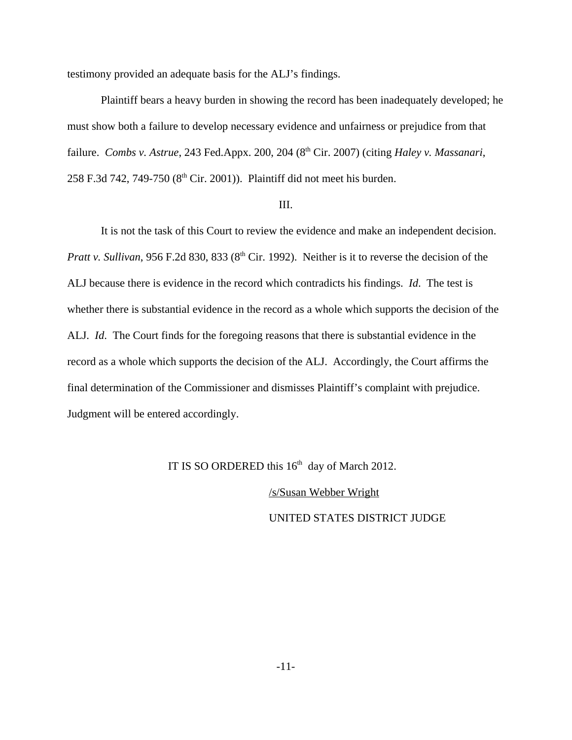testimony provided an adequate basis for the ALJ's findings.

Plaintiff bears a heavy burden in showing the record has been inadequately developed; he must show both a failure to develop necessary evidence and unfairness or prejudice from that failure. *Combs v. Astrue*, 243 Fed.Appx. 200, 204 (8th Cir. 2007) (citing *Haley v. Massanari*, 258 F.3d 742, 749-750 (8th Cir. 2001)). Plaintiff did not meet his burden.

III.

It is not the task of this Court to review the evidence and make an independent decision. *Pratt v. Sullivan*, 956 F.2d 830, 833 (8th Cir. 1992). Neither is it to reverse the decision of the ALJ because there is evidence in the record which contradicts his findings. *Id.* The test is whether there is substantial evidence in the record as a whole which supports the decision of the ALJ. *Id.* The Court finds for the foregoing reasons that there is substantial evidence in the record as a whole which supports the decision of the ALJ. Accordingly, the Court affirms the final determination of the Commissioner and dismisses Plaintiff's complaint with prejudice. Judgment will be entered accordingly.

IT IS SO ORDERED this 16th day of March 2012.

/s/Susan Webber Wright

UNITED STATES DISTRICT JUDGE